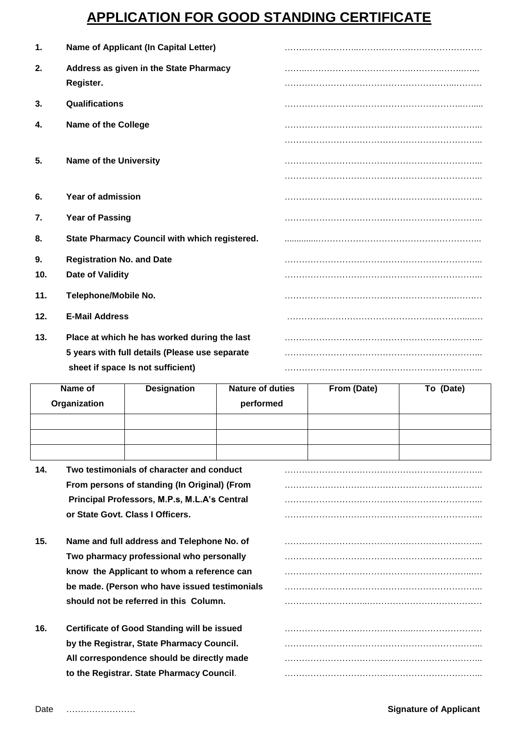# APPLICATION FOR GOOD STANDING CERTIFICATE

1. **Name of Applicant (In Capital Letter)** ……………………..……………………………………

2. **Address as given in the State Pharmacy Register.** ……..…………………………….…………….…….….. ………………………………………………………..………

3. **Qualifications** ………………………………………………………..….....

4. **Name of the College** ………………………………………………………….. …………………………………………………………..

5. **Name of the University** ………………………………………………………….. …………………………………………………………..

6. **Year of admission** …………………………………………………………..

7. **Year of Passing** …………………………………………………………..

8. **State Pharmacy Council with which registered.** ............……………………………………………………..

9. **Registration No. and Date** …………………………………………………………..

10. **Date of Validity** …………………………………………………………..

11. **Telephone/Mobile No.** ……………………………………………………..………

12. **E-Mail Address** …………..……………………………………………....…

13. **Place at which he has worked during the last 5 years with full details (Please use separate sheet if space Is not sufficient)** ………………………………………………………….. ………………………………………………………….. …………………………………………………………..

| Name of Organization | Designation | Nature of duties performed | From (Date) | To (Date) |
|---|---|---|---|---|
| | | | | |
| | | | | |
| | | | | |

14. **Two testimonials of character and conduct From persons of standing (In Original) (From Principal Professors, M.P.s, M.L.A's Central or State Govt. Class I Officers.** ………………………………………………………….. …………………………………………………….…….. ………………………………………………………….. …………………………………………………………..

15. **Name and full address and Telephone No. of Two pharmacy professional who personally know the Applicant to whom a reference can be made. (Person who have issued testimonials should not be referred in this Column.** ………………………………………………………….. ………………………………………………………….. ………………………………………………………..… ………………………………………………………….. ……………………….…………………………………

16. **Certificate of Good Standing will be issued by the Registrar, State Pharmacy Council. All correspondence should be directly made to the Registrar. State Pharmacy Council**. ……………………………………..………………………… ………………………………………………………….. ………………………………………………………….. …………………………………………………………..

Date ……………………

**Signature of Applicant**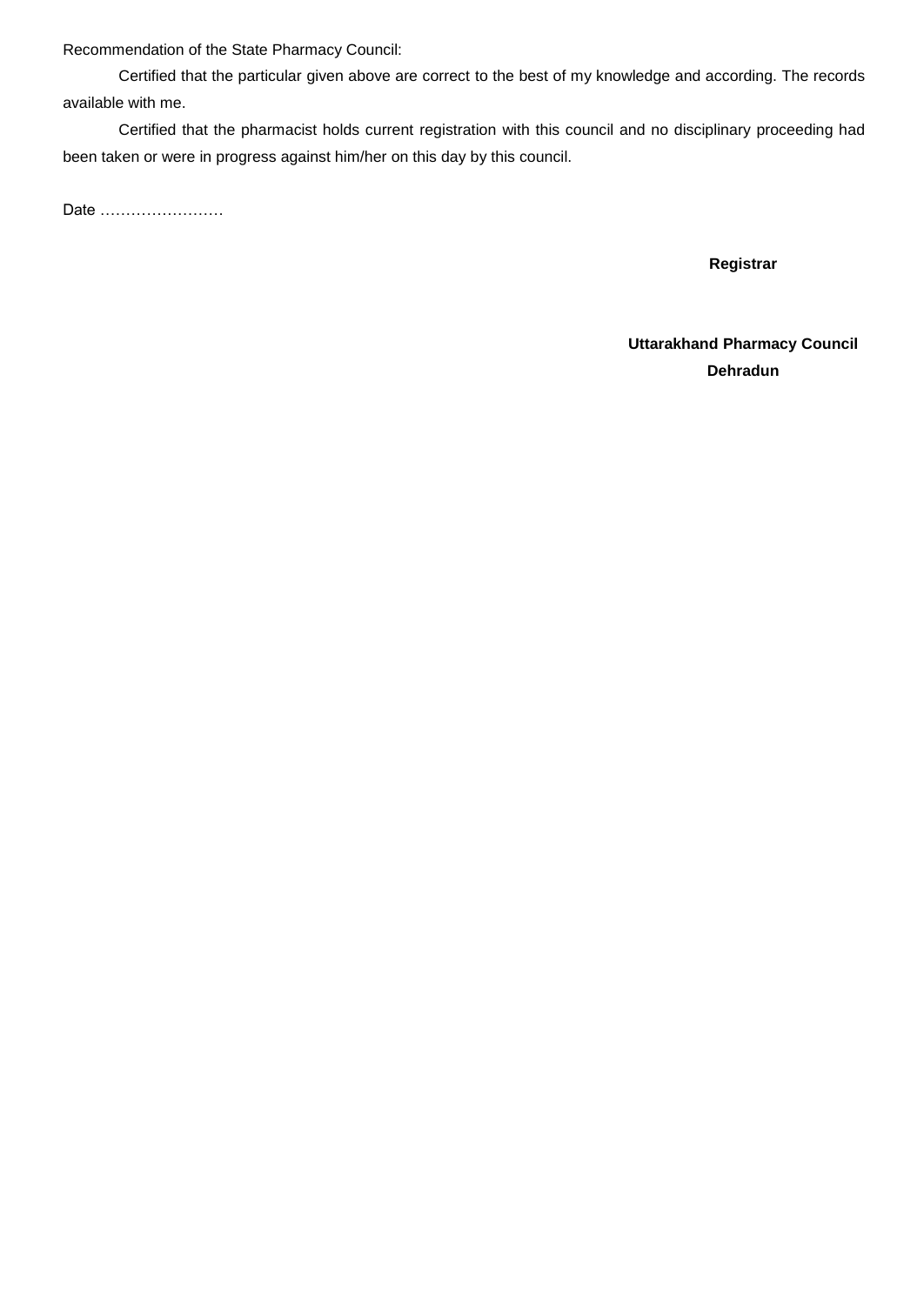Recommendation of the State Pharmacy Council:

Certified that the particular given above are correct to the best of my knowledge and according. The records available with me.

Certified that the pharmacist holds current registration with this council and no disciplinary proceeding had been taken or were in progress against him/her on this day by this council.

Date ……………………

**Registrar**

**Uttarakhand Pharmacy Council**
**Dehradun**